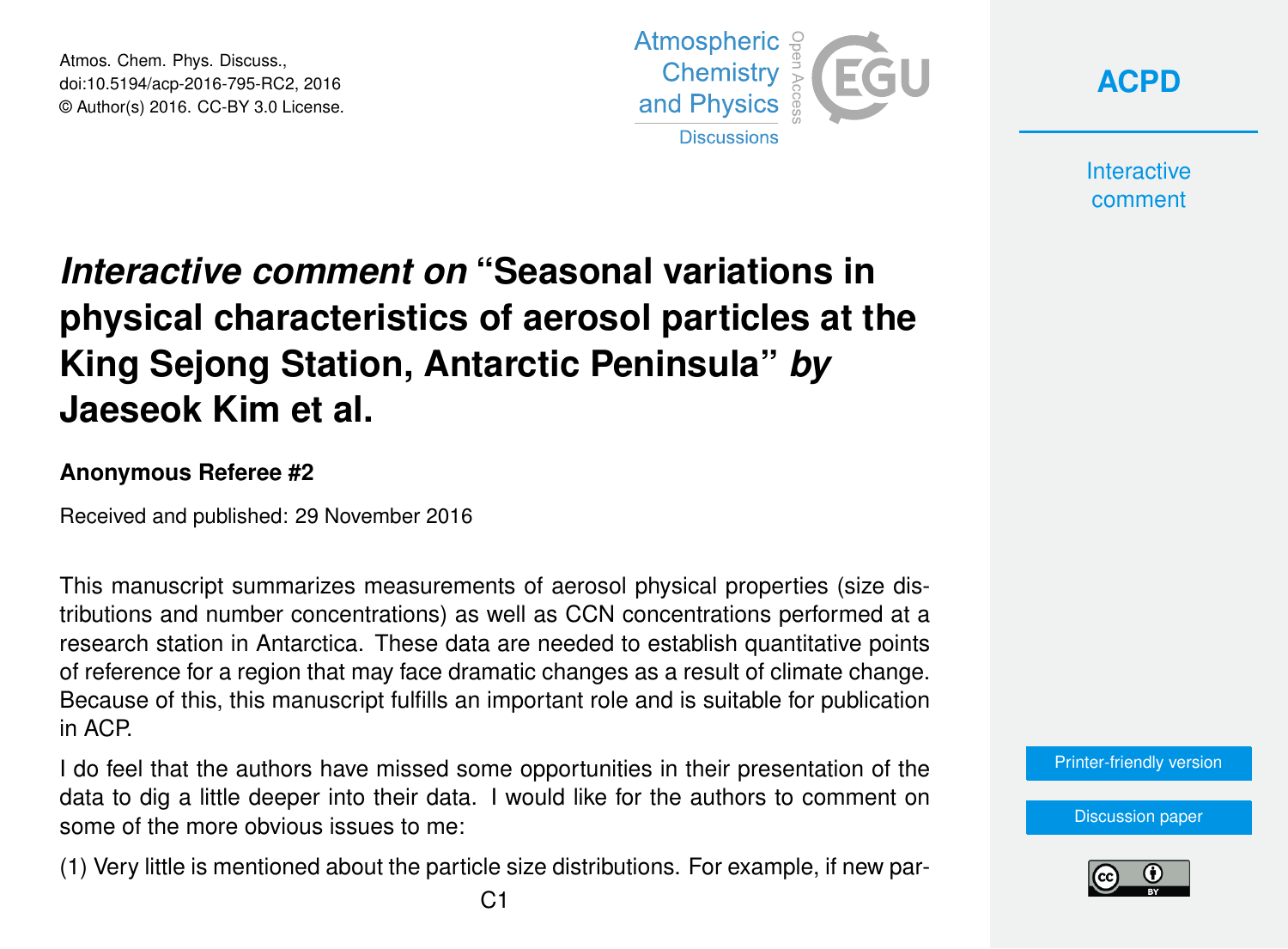# *Interactive comment on* "Seasonal variations in physical characteristics of aerosol particles at the King Sejong Station, Antarctic Peninsula" *by* Jaeseok Kim et al.

**Anonymous Referee #2**

Received and published: 29 November 2016

This manuscript summarizes measurements of aerosol physical properties (size distributions and number concentrations) as well as CCN concentrations performed at a research station in Antarctica. These data are needed to establish quantitative points of reference for a region that may face dramatic changes as a result of climate change. Because of this, this manuscript fulfills an important role and is suitable for publication in ACP.

I do feel that the authors have missed some opportunities in their presentation of the data to dig a little deeper into their data. I would like for the authors to comment on some of the more obvious issues to me:

(1) Very little is mentioned about the particle size distributions. For example, if new par-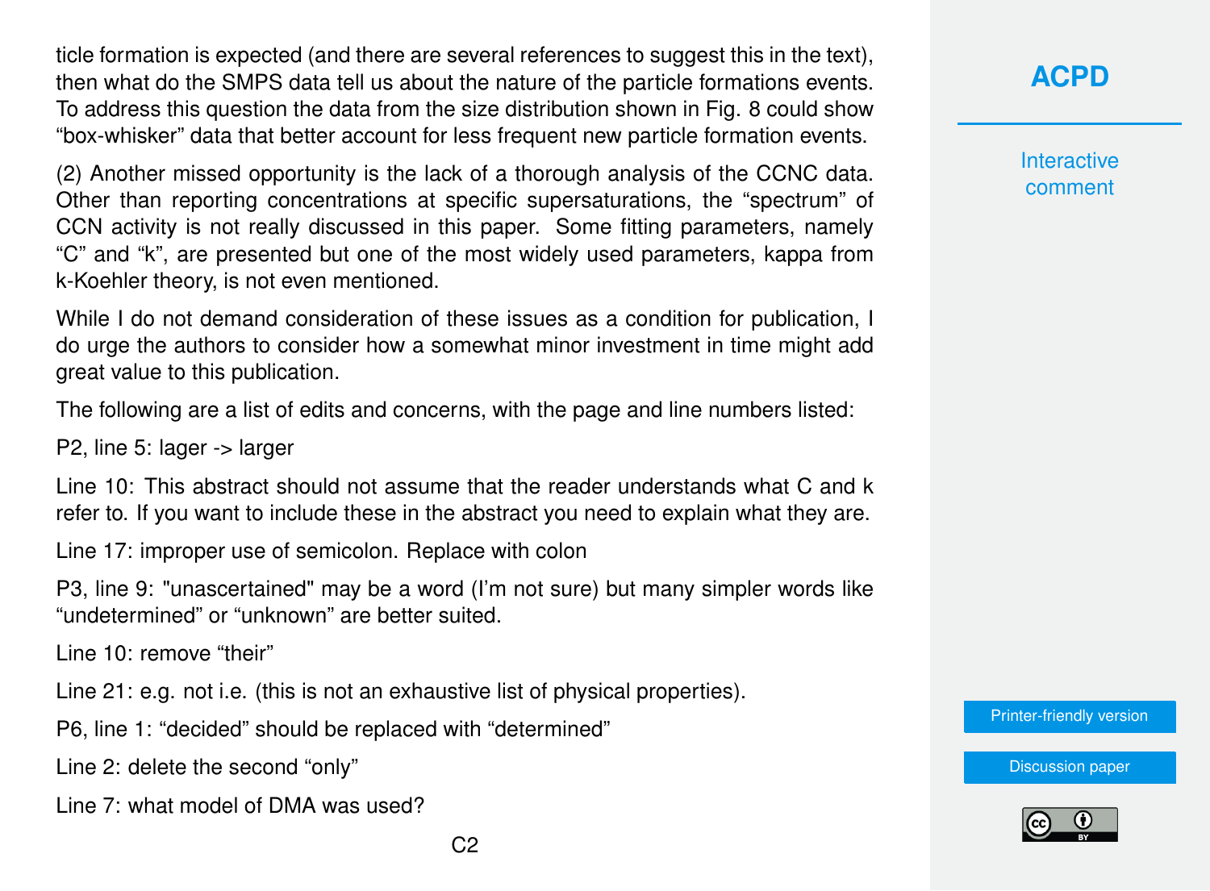ticle formation is expected (and there are several references to suggest this in the text), then what do the SMPS data tell us about the nature of the particle formations events. To address this question the data from the size distribution shown in Fig. 8 could show "box-whisker" data that better account for less frequent new particle formation events.

(2) Another missed opportunity is the lack of a thorough analysis of the CCNC data. Other than reporting concentrations at specific supersaturations, the "spectrum" of CCN activity is not really discussed in this paper. Some fitting parameters, namely "C" and "k", are presented but one of the most widely used parameters, kappa from k-Koehler theory, is not even mentioned.

While I do not demand consideration of these issues as a condition for publication, I do urge the authors to consider how a somewhat minor investment in time might add great value to this publication.

The following are a list of edits and concerns, with the page and line numbers listed:

P2, line 5: lager -> larger

Line 10: This abstract should not assume that the reader understands what C and k refer to. If you want to include these in the abstract you need to explain what they are.

Line 17: improper use of semicolon. Replace with colon

P3, line 9: "unascertained" may be a word (I'm not sure) but many simpler words like "undetermined" or "unknown" are better suited.

Line 10: remove "their"

Line 21: e.g. not i.e. (this is not an exhaustive list of physical properties).

P6, line 1: "decided" should be replaced with "determined"

Line 2: delete the second "only"

Line 7: what model of DMA was used?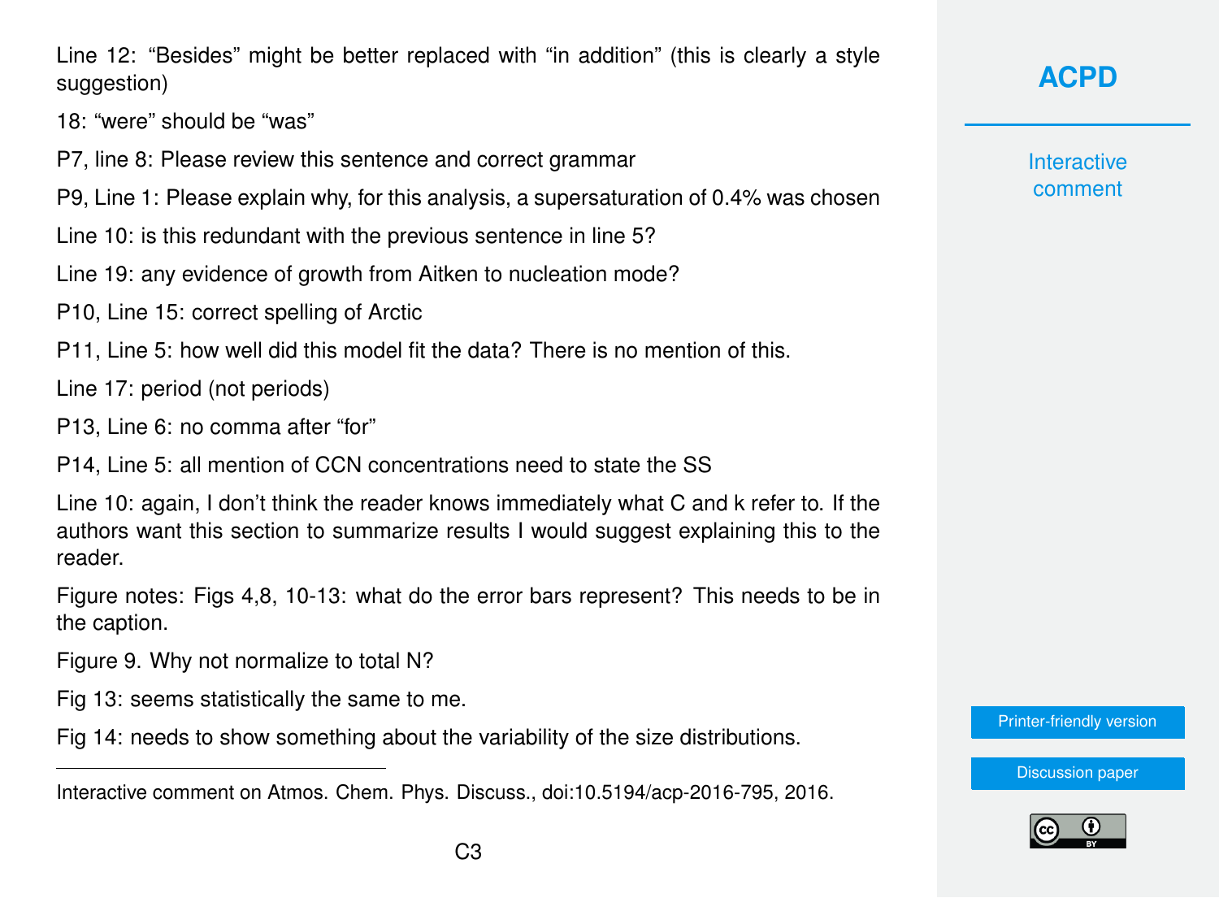Line 12: “Besides” might be better replaced with “in addition” (this is clearly a style suggestion)

18: “were” should be “was”

P7, line 8: Please review this sentence and correct grammar

P9, Line 1: Please explain why, for this analysis, a supersaturation of 0.4% was chosen

Line 10: is this redundant with the previous sentence in line 5?

Line 19: any evidence of growth from Aitken to nucleation mode?

P10, Line 15: correct spelling of Arctic

P11, Line 5: how well did this model fit the data? There is no mention of this.

Line 17: period (not periods)

P13, Line 6: no comma after “for”

P14, Line 5: all mention of CCN concentrations need to state the SS

Line 10: again, I don’t think the reader knows immediately what C and k refer to. If the authors want this section to summarize results I would suggest explaining this to the reader.

Figure notes: Figs 4,8, 10-13: what do the error bars represent? This needs to be in the caption.

Figure 9. Why not normalize to total N?

Fig 13: seems statistically the same to me.

Fig 14: needs to show something about the variability of the size distributions.

---

Interactive comment on Atmos. Chem. Phys. Discuss., doi:10.5194/acp-2016-795, 2016.